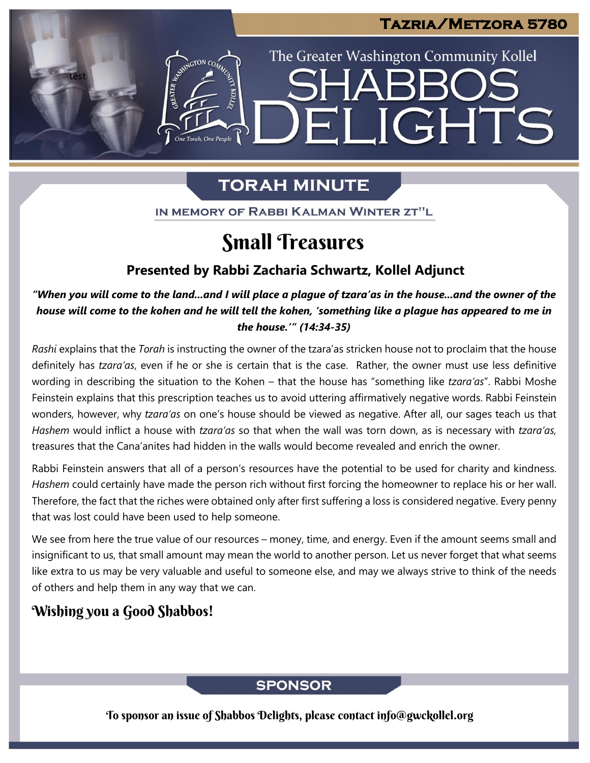# Tazria/Metzora 5780

The Greater Washington Community Kollel

# SHABBOS DELIGHTS

## TORAH MINUTE

IN MEMORY OF RABBI KALMAN WINTER ZT"L

# Small Treasures

### Presented by Rabbi Zacharia Schwartz, Kollel Adjunct

***"When you will come to the land…and I will place a plague of tzara'as in the house…and the owner of the house will come to the kohen and he will tell the kohen, 'something like a plague has appeared to me in the house.'" (14:34-35)***

*Rashi* explains that the *Torah* is instructing the owner of the tzara'as stricken house not to proclaim that the house definitely has *tzara'as*, even if he or she is certain that is the case. Rather, the owner must use less definitive wording in describing the situation to the Kohen – that the house has "something like *tzara'as*". Rabbi Moshe Feinstein explains that this prescription teaches us to avoid uttering affirmatively negative words. Rabbi Feinstein wonders, however, why *tzara'as* on one's house should be viewed as negative. After all, our sages teach us that *Hashem* would inflict a house with *tzara'as* so that when the wall was torn down, as is necessary with *tzara'as,* treasures that the Cana'anites had hidden in the walls would become revealed and enrich the owner.

Rabbi Feinstein answers that all of a person's resources have the potential to be used for charity and kindness. *Hashem* could certainly have made the person rich without first forcing the homeowner to replace his or her wall. Therefore, the fact that the riches were obtained only after first suffering a loss is considered negative. Every penny that was lost could have been used to help someone.

We see from here the true value of our resources – money, time, and energy. Even if the amount seems small and insignificant to us, that small amount may mean the world to another person. Let us never forget that what seems like extra to us may be very valuable and useful to someone else, and may we always strive to think of the needs of others and help them in any way that we can.

## Wishing you a Good Shabbos!

## SPONSOR

To sponsor an issue of Shabbos Delights, please contact info@gwckollel.org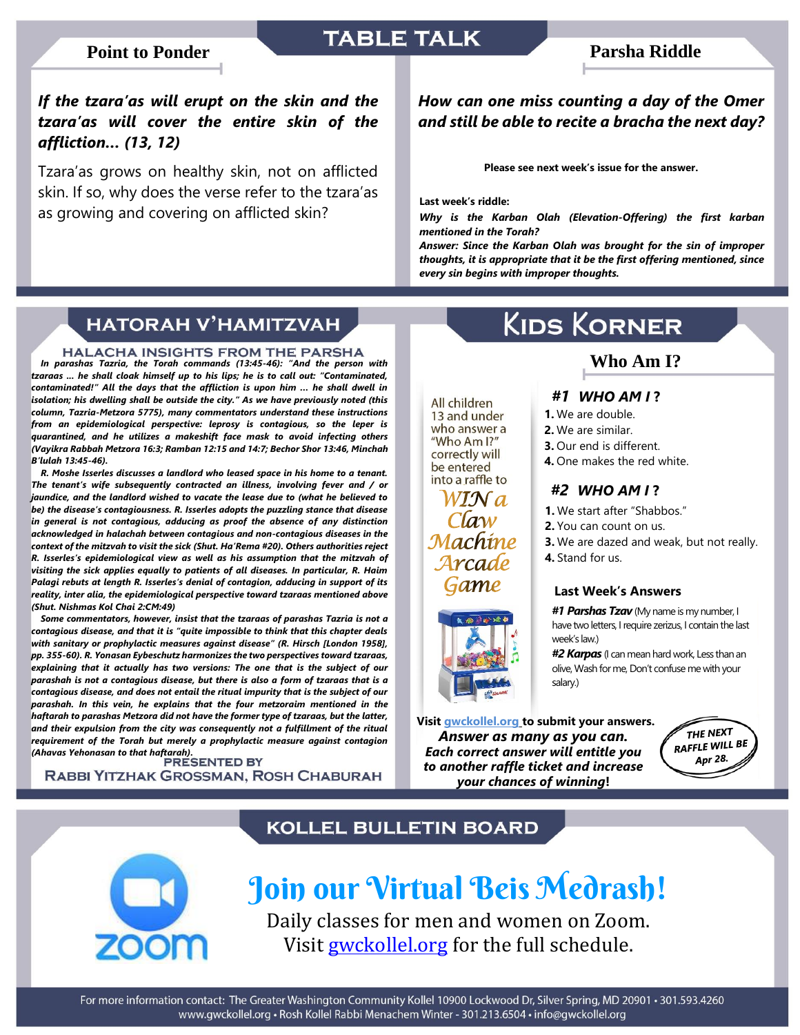# TABLE TALK

## Point to Ponder

***If the tzara'as will erupt on the skin and the tzara'as will cover the entire skin of the affliction... (13, 12)***

Tzara'as grows on healthy skin, not on afflicted skin. If so, why does the verse refer to the tzara'as as growing and covering on afflicted skin?

## Parsha Riddle

***How can one miss counting a day of the Omer and still be able to recite a bracha the next day?***

**Please see next week's issue for the answer.**

**Last week's riddle:**

***Why is the Karban Olah (Elevation-Offering) the first karban mentioned in the Torah?***

***Answer: Since the Karban Olah was brought for the sin of improper thoughts, it is appropriate that it be the first offering mentioned, since every sin begins with improper thoughts.***

# HATORAH V'HAMITZVAH

## HALACHA INSIGHTS FROM THE PARSHA

*In parashas Tazria, the Torah commands (13:45-46): "And the person with tzaraas ... he shall cloak himself up to his lips; he is to call out: "Contaminated, contaminated!" All the days that the affliction is upon him ... he shall dwell in isolation; his dwelling shall be outside the city." As we have previously noted (this column, Tazria-Metzora 5775), many commentators understand these instructions from an epidemiological perspective: leprosy is contagious, so the leper is quarantined, and he utilizes a makeshift face mask to avoid infecting others (Vayikra Rabbah Metzora 16:3; Ramban 12:15 and 14:7; Bechor Shor 13:46, Minchah B'lulah 13:45-46).*

*R. Moshe Isserles discusses a landlord who leased space in his home to a tenant. The tenant's wife subsequently contracted an illness, involving fever and / or jaundice, and the landlord wished to vacate the lease due to (what he believed to be) the disease's contagiousness. R. Isserles adopts the puzzling stance that disease in general is not contagious, adducing as proof the absence of any distinction acknowledged in halachah between contagious and non-contagious diseases in the context of the mitzvah to visit the sick (Shut. Ha'Rema #20). Others authorities reject R. Isserles's epidemiological view as well as his assumption that the mitzvah of visiting the sick applies equally to patients of all diseases. In particular, R. Haim Palagi rebuts at length R. Isserles's denial of contagion, adducing in support of its reality, inter alia, the epidemiological perspective toward tzaraas mentioned above (Shut. Nishmas Kol Chai 2:CM:49)*

*Some commentators, however, insist that the tzaraas of parashas Tazria is not a contagious disease, and that it is "quite impossible to think that this chapter deals with sanitary or prophylactic measures against disease" (R. Hirsch [London 1958], pp. 355-60). R. Yonasan Eybeschutz harmonizes the two perspectives toward tzaraas, explaining that it actually has two versions: The one that is the subject of our parashah is not a contagious disease, but there is also a form of tzaraas that is a contagious disease, and does not entail the ritual impurity that is the subject of our parashah. In this vein, he explains that the four metzoraim mentioned in the haftarah to parashas Metzora did not have the former type of tzaraas, but the latter, and their expulsion from the city was consequently not a fulfillment of the ritual requirement of the Torah but merely a prophylactic measure against contagion (Ahavas Yehonasan to that haftarah).*

PRESENTED BY
RABBI YITZHAK GROSSMAN, ROSH CHABURAH

# KIDS KORNER

## Who Am I?

All children 13 and under who answer a "Who Am I?" correctly will be entered into a raffle to WIN a Claw Machine Arcade Game

### *#1 WHO AM I?*

1. We are double.
2. We are similar.
3. Our end is different.
4. One makes the red white.

### *#2 WHO AM I?*

1. We start after "Shabbos."
2. You can count on us.
3. We are dazed and weak, but not really.
4. Stand for us.

### Last Week's Answers

***#1 Parshas Tzav*** (My name is my number, I have two letters, I require zerizus, I contain the last week's law.)

***#2 Karpas*** (I can mean hard work, Less than an olive, Wash for me, Don't confuse me with your salary.)

**Visit gwckollel.org to submit your answers.**
***Answer as many as you can. Each correct answer will entitle you to another raffle ticket and increase your chances of winning!***

*THE NEXT RAFFLE WILL BE Apr 28.*

# KOLLEL BULLETIN BOARD

zoom

## Join our Virtual Beis Medrash!

Daily classes for men and women on Zoom.
Visit gwckollel.org for the full schedule.

For more information contact: The Greater Washington Community Kollel 10900 Lockwood Dr, Silver Spring, MD 20901 • 301.593.4260
www.gwckollel.org • Rosh Kollel Rabbi Menachem Winter - 301.213.6504 • info@gwckollel.org